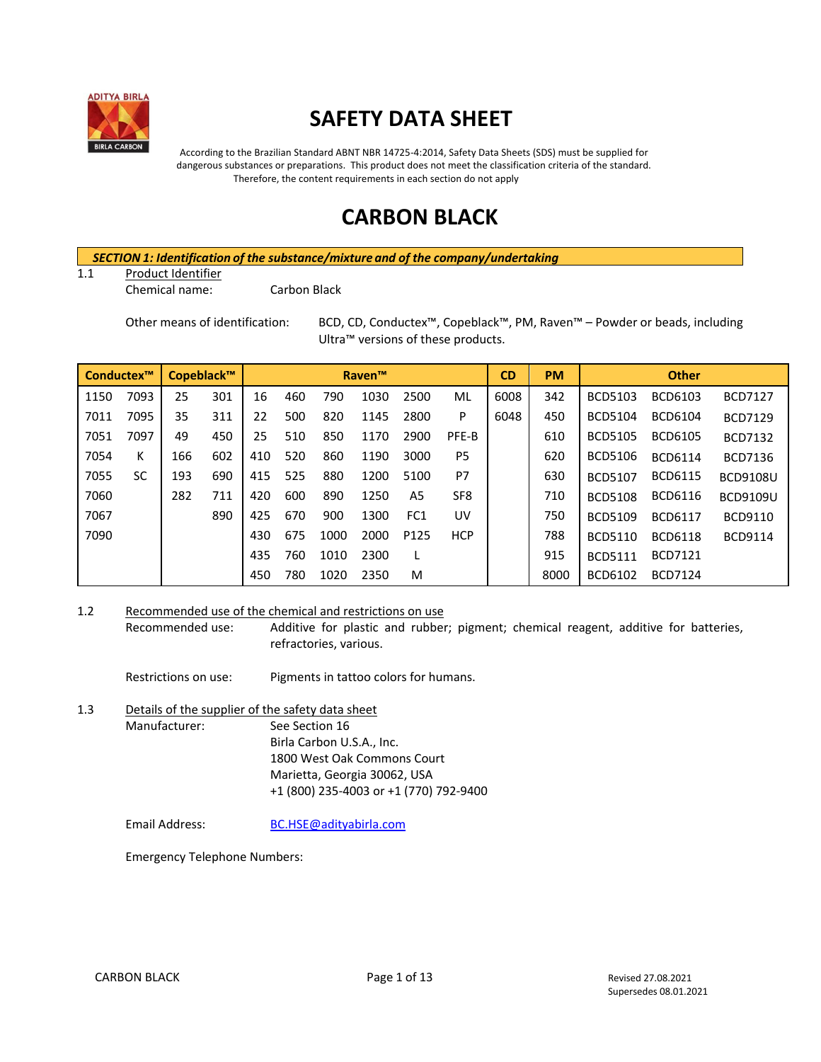# SAFETY DATA SHEET

According to the Brazilian Standard ABNT NBR 14725-4:2014, Safety Data Sheets (SDS) must be supplied for dangerous substances or preparations. This product does not meet the classification criteria of the standard. Therefore, the content requirements in each section do not apply

# CARBON BLACK

## *SECTION 1: Identification of the substance/mixture and of the company/undertaking*

1.1 Product Identifier

Chemical name: Carbon Black

Other means of identification: BCD, CD, Conductex™, Copeblack™, PM, Raven™ – Powder or beads, including Ultra™ versions of these products.

| Conductex™ | | Copeblack™ | | Raven™ | | | | | | CD | PM | Other | | |
|---|---|---|---|---|---|---|---|---|---|---|---|---|---|---|
| 1150 | 7093 | 25 | 301 | 16 | 460 | 790 | 1030 | 2500 | ML | 6008 | 342 | BCD5103 | BCD6103 | BCD7127 |
| 7011 | 7095 | 35 | 311 | 22 | 500 | 820 | 1145 | 2800 | P | 6048 | 450 | BCD5104 | BCD6104 | BCD7129 |
| 7051 | 7097 | 49 | 450 | 25 | 510 | 850 | 1170 | 2900 | PFE-B | | 610 | BCD5105 | BCD6105 | BCD7132 |
| 7054 | K | 166 | 602 | 410 | 520 | 860 | 1190 | 3000 | P5 | | 620 | BCD5106 | BCD6114 | BCD7136 |
| 7055 | SC | 193 | 690 | 415 | 525 | 880 | 1200 | 5100 | P7 | | 630 | BCD5107 | BCD6115 | BCD9108U |
| 7060 | | 282 | 711 | 420 | 600 | 890 | 1250 | A5 | SF8 | | 710 | BCD5108 | BCD6116 | BCD9109U |
| 7067 | | | 890 | 425 | 670 | 900 | 1300 | FC1 | UV | | 750 | BCD5109 | BCD6117 | BCD9110 |
| 7090 | | | | 430 | 675 | 1000 | 2000 | P125 | HCP | | 788 | BCD5110 | BCD6118 | BCD9114 |
| | | | | 435 | 760 | 1010 | 2300 | L | | | 915 | BCD5111 | BCD7121 | |
| | | | | 450 | 780 | 1020 | 2350 | M | | | 8000 | BCD6102 | BCD7124 | |

1.2 Recommended use of the chemical and restrictions on use

Recommended use: Additive for plastic and rubber; pigment; chemical reagent, additive for batteries, refractories, various.

Restrictions on use: Pigments in tattoo colors for humans.

1.3 Details of the supplier of the safety data sheet

Manufacturer: See Section 16
Birla Carbon U.S.A., Inc.
1800 West Oak Commons Court
Marietta, Georgia 30062, USA
+1 (800) 235-4003 or +1 (770) 792-9400

Email Address: BC.HSE@adityabirla.com

Emergency Telephone Numbers: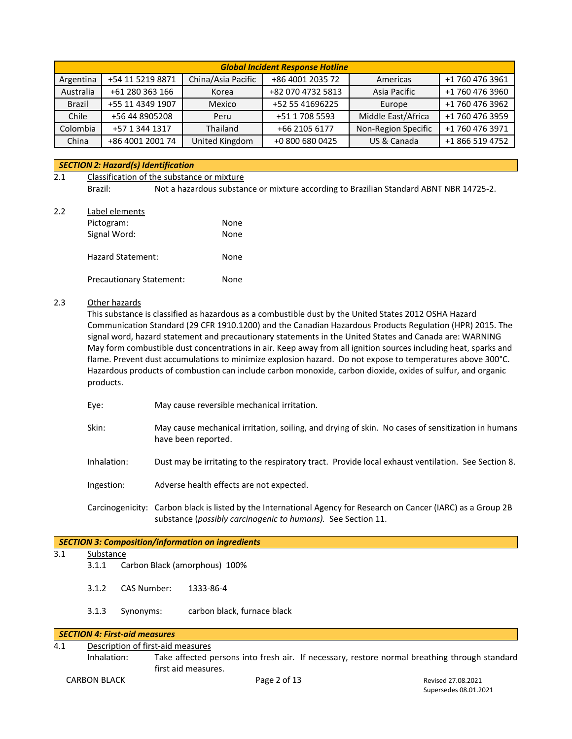| Global Incident Response Hotline | | | | | |
|---|---|---|---|---|---|
| Argentina | +54 11 5219 8871 | China/Asia Pacific | +86 4001 2035 72 | Americas | +1 760 476 3961 |
| Australia | +61 280 363 166 | Korea | +82 070 4732 5813 | Asia Pacific | +1 760 476 3960 |
| Brazil | +55 11 4349 1907 | Mexico | +52 55 41696225 | Europe | +1 760 476 3962 |
| Chile | +56 44 8905208 | Peru | +51 1 708 5593 | Middle East/Africa | +1 760 476 3959 |
| Colombia | +57 1 344 1317 | Thailand | +66 2105 6177 | Non-Region Specific | +1 760 476 3971 |
| China | +86 4001 2001 74 | United Kingdom | +0 800 680 0425 | US & Canada | +1 866 519 4752 |

## *SECTION 2: Hazard(s) Identification*

2.1 Classification of the substance or mixture

Brazil: Not a hazardous substance or mixture according to Brazilian Standard ABNT NBR 14725-2.

2.2 Label elements

Pictogram: None

Signal Word: None

Hazard Statement: None

Precautionary Statement: None

2.3 Other hazards

This substance is classified as hazardous as a combustible dust by the United States 2012 OSHA Hazard Communication Standard (29 CFR 1910.1200) and the Canadian Hazardous Products Regulation (HPR) 2015. The signal word, hazard statement and precautionary statements in the United States and Canada are: WARNING May form combustible dust concentrations in air. Keep away from all ignition sources including heat, sparks and flame. Prevent dust accumulations to minimize explosion hazard. Do not expose to temperatures above 300°C. Hazardous products of combustion can include carbon monoxide, carbon dioxide, oxides of sulfur, and organic products.

Eye: May cause reversible mechanical irritation.

Skin: May cause mechanical irritation, soiling, and drying of skin. No cases of sensitization in humans have been reported.

Inhalation: Dust may be irritating to the respiratory tract. Provide local exhaust ventilation. See Section 8.

Ingestion: Adverse health effects are not expected.

Carcinogenicity: Carbon black is listed by the International Agency for Research on Cancer (IARC) as a Group 2B substance (*possibly carcinogenic to humans).* See Section 11.

## *SECTION 3: Composition/information on ingredients*

3.1 Substance

3.1.1 Carbon Black (amorphous) 100%

3.1.2 CAS Number: 1333-86-4

3.1.3 Synonyms: carbon black, furnace black

## *SECTION 4: First-aid measures*

4.1 Description of first-aid measures

Inhalation: Take affected persons into fresh air. If necessary, restore normal breathing through standard first aid measures.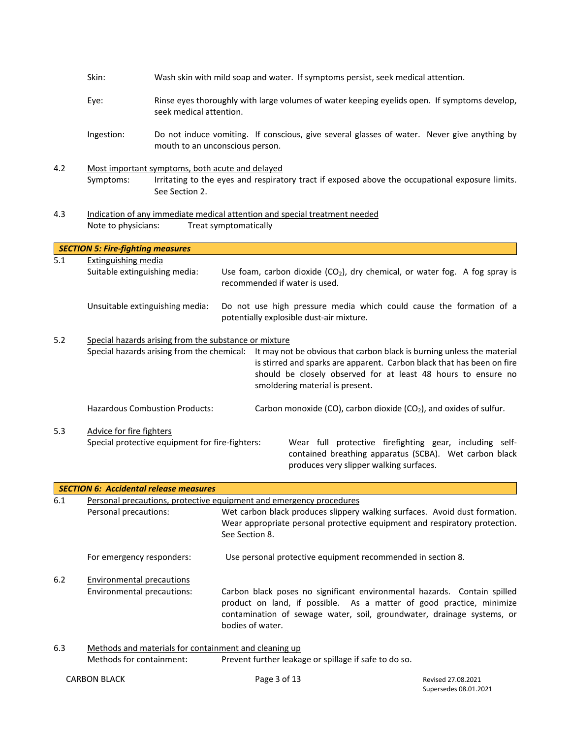Skin: Wash skin with mild soap and water. If symptoms persist, seek medical attention.

Eye: Rinse eyes thoroughly with large volumes of water keeping eyelids open. If symptoms develop, seek medical attention.

Ingestion: Do not induce vomiting. If conscious, give several glasses of water. Never give anything by mouth to an unconscious person.

4.2 Most important symptoms, both acute and delayed

Symptoms: Irritating to the eyes and respiratory tract if exposed above the occupational exposure limits. See Section 2.

4.3 Indication of any immediate medical attention and special treatment needed

Note to physicians: Treat symptomatically

## *SECTION 5: Fire-fighting measures*

5.1 Extinguishing media

Suitable extinguishing media: Use foam, carbon dioxide ($CO_2$), dry chemical, or water fog. A fog spray is recommended if water is used.

Unsuitable extinguishing media: Do not use high pressure media which could cause the formation of a potentially explosible dust-air mixture.

5.2 Special hazards arising from the substance or mixture

Special hazards arising from the chemical: It may not be obvious that carbon black is burning unless the material is stirred and sparks are apparent. Carbon black that has been on fire should be closely observed for at least 48 hours to ensure no smoldering material is present.

Hazardous Combustion Products: Carbon monoxide (CO), carbon dioxide ($CO_2$), and oxides of sulfur.

5.3 Advice for fire fighters

Special protective equipment for fire-fighters: Wear full protective firefighting gear, including self-contained breathing apparatus (SCBA). Wet carbon black produces very slipper walking surfaces.

## *SECTION 6: Accidental release measures*

6.1 Personal precautions, protective equipment and emergency procedures

Personal precautions: Wet carbon black produces slippery walking surfaces. Avoid dust formation. Wear appropriate personal protective equipment and respiratory protection. See Section 8.

For emergency responders: Use personal protective equipment recommended in section 8.

6.2 Environmental precautions

Environmental precautions: Carbon black poses no significant environmental hazards. Contain spilled product on land, if possible. As a matter of good practice, minimize contamination of sewage water, soil, groundwater, drainage systems, or bodies of water.

6.3 Methods and materials for containment and cleaning up

Methods for containment: Prevent further leakage or spillage if safe to do so.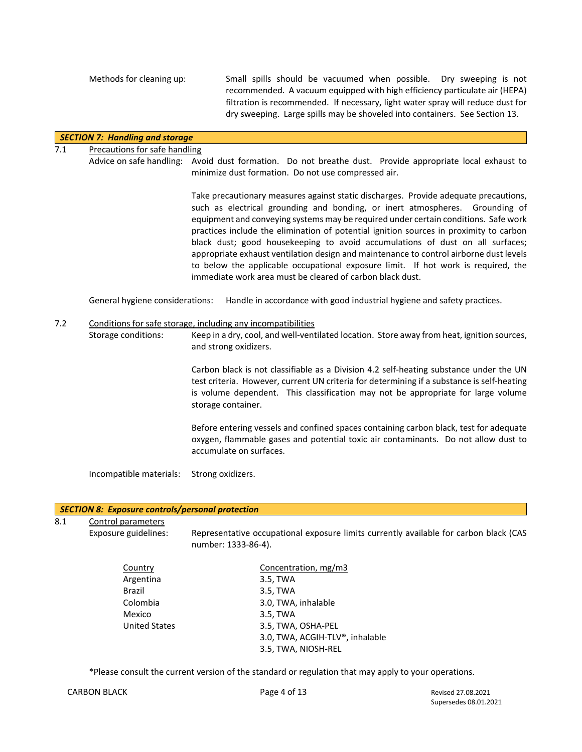Methods for cleaning up: Small spills should be vacuumed when possible. Dry sweeping is not recommended. A vacuum equipped with high efficiency particulate air (HEPA) filtration is recommended. If necessary, light water spray will reduce dust for dry sweeping. Large spills may be shoveled into containers. See Section 13.

## *SECTION 7: Handling and storage*

7.1 Precautions for safe handling

Advice on safe handling: Avoid dust formation. Do not breathe dust. Provide appropriate local exhaust to minimize dust formation. Do not use compressed air.

Take precautionary measures against static discharges. Provide adequate precautions, such as electrical grounding and bonding, or inert atmospheres. Grounding of equipment and conveying systems may be required under certain conditions. Safe work practices include the elimination of potential ignition sources in proximity to carbon black dust; good housekeeping to avoid accumulations of dust on all surfaces; appropriate exhaust ventilation design and maintenance to control airborne dust levels to below the applicable occupational exposure limit. If hot work is required, the immediate work area must be cleared of carbon black dust.

General hygiene considerations: Handle in accordance with good industrial hygiene and safety practices.

7.2 Conditions for safe storage, including any incompatibilities

Storage conditions: Keep in a dry, cool, and well-ventilated location. Store away from heat, ignition sources, and strong oxidizers.

Carbon black is not classifiable as a Division 4.2 self-heating substance under the UN test criteria. However, current UN criteria for determining if a substance is self-heating is volume dependent. This classification may not be appropriate for large volume storage container.

Before entering vessels and confined spaces containing carbon black, test for adequate oxygen, flammable gases and potential toxic air contaminants. Do not allow dust to accumulate on surfaces.

Incompatible materials: Strong oxidizers.

## *SECTION 8: Exposure controls/personal protection*

8.1 Control parameters

Exposure guidelines: Representative occupational exposure limits currently available for carbon black (CAS number: 1333-86-4).

| Country | Concentration, mg/m3 |
|---|---|
| Argentina | 3.5, TWA |
| Brazil | 3.5, TWA |
| Colombia | 3.0, TWA, inhalable |
| Mexico | 3.5, TWA |
| United States | 3.5, TWA, OSHA-PEL |
| | 3.0, TWA, ACGIH-TLV®, inhalable |
| | 3.5, TWA, NIOSH-REL |

*Please consult the current version of the standard or regulation that may apply to your operations.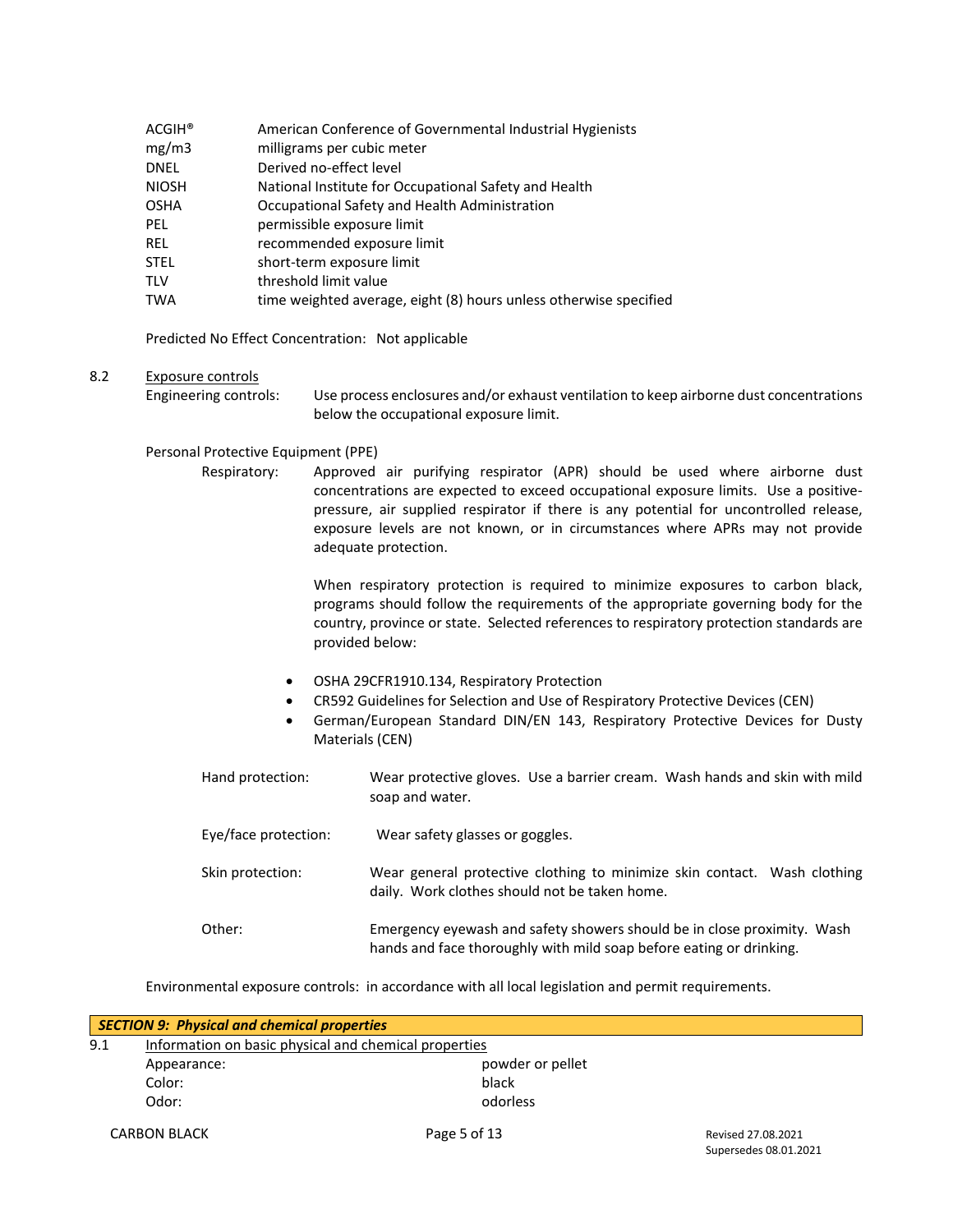| | |
|---|---|
| ACGIH® | American Conference of Governmental Industrial Hygienists |
| mg/m3 | milligrams per cubic meter |
| DNEL | Derived no-effect level |
| NIOSH | National Institute for Occupational Safety and Health |
| OSHA | Occupational Safety and Health Administration |
| PEL | permissible exposure limit |
| REL | recommended exposure limit |
| STEL | short-term exposure limit |
| TLV | threshold limit value |
| TWA | time weighted average, eight (8) hours unless otherwise specified |

Predicted No Effect Concentration: Not applicable

8.2 Exposure controls

Engineering controls: Use process enclosures and/or exhaust ventilation to keep airborne dust concentrations below the occupational exposure limit.

Personal Protective Equipment (PPE)

Respiratory: Approved air purifying respirator (APR) should be used where airborne dust concentrations are expected to exceed occupational exposure limits. Use a positive-pressure, air supplied respirator if there is any potential for uncontrolled release, exposure levels are not known, or in circumstances where APRs may not provide adequate protection.

When respiratory protection is required to minimize exposures to carbon black, programs should follow the requirements of the appropriate governing body for the country, province or state. Selected references to respiratory protection standards are provided below:

- OSHA 29CFR1910.134, Respiratory Protection
- CR592 Guidelines for Selection and Use of Respiratory Protective Devices (CEN)
- German/European Standard DIN/EN 143, Respiratory Protective Devices for Dusty Materials (CEN)

Hand protection: Wear protective gloves. Use a barrier cream. Wash hands and skin with mild soap and water.

Eye/face protection: Wear safety glasses or goggles.

Skin protection: Wear general protective clothing to minimize skin contact. Wash clothing daily. Work clothes should not be taken home.

Other: Emergency eyewash and safety showers should be in close proximity. Wash hands and face thoroughly with mild soap before eating or drinking.

Environmental exposure controls: in accordance with all local legislation and permit requirements.

## *SECTION 9: Physical and chemical properties*

9.1 Information on basic physical and chemical properties

| | |
|---|---|
| Appearance: | powder or pellet |
| Color: | black |
| Odor: | odorless |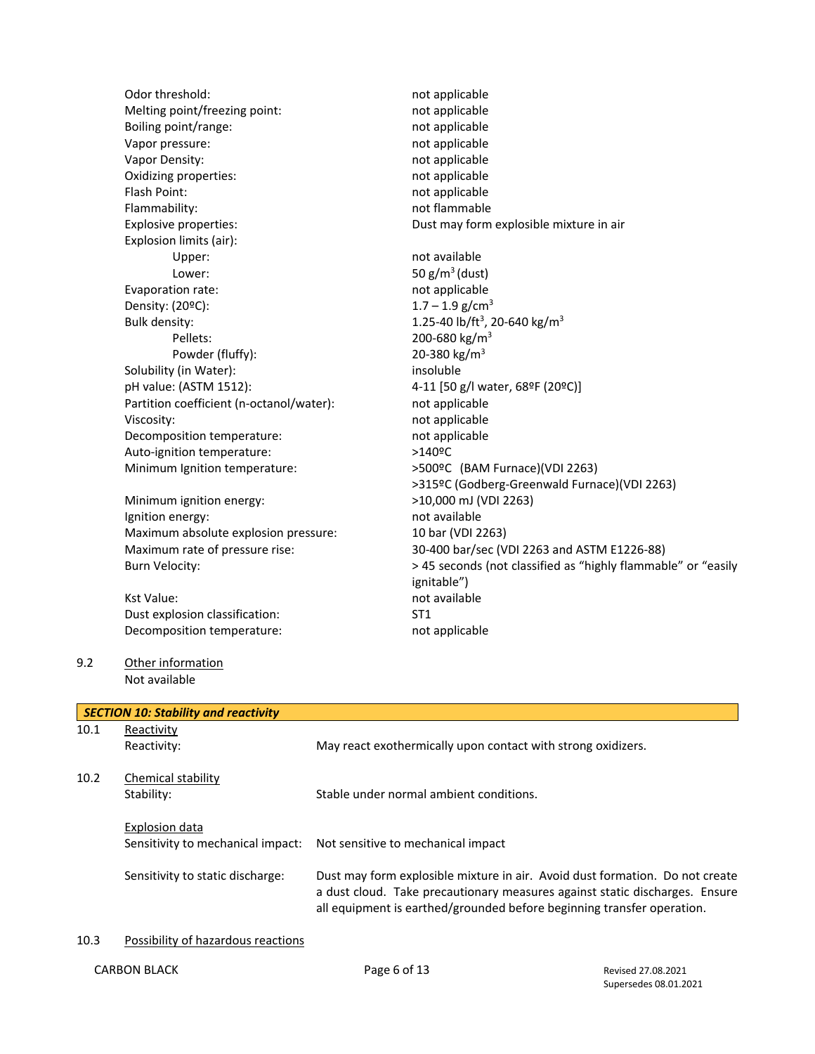| | |
|---|---|
| Odor threshold: | not applicable |
| Melting point/freezing point: | not applicable |
| Boiling point/range: | not applicable |
| Vapor pressure: | not applicable |
| Vapor Density: | not applicable |
| Oxidizing properties: | not applicable |
| Flash Point: | not applicable |
| Flammability: | not flammable |
| Explosive properties: | Dust may form explosible mixture in air |
| Explosion limits (air): | |
| Upper: | not available |
| Lower: | 50 $g/m^3$ (dust) |
| Evaporation rate: | not applicable |
| Density: (20ºC): | 1.7 – 1.9 $g/cm^3$ |
| Bulk density: | 1.25-40 $lb/ft^3$, 20-640 $kg/m^3$ |
| Pellets: | 200-680 $kg/m^3$ |
| Powder (fluffy): | 20-380 $kg/m^3$ |
| Solubility (in Water): | insoluble |
| pH value: (ASTM 1512): | 4-11 [50 g/l water, 68ºF (20ºC)] |
| Partition coefficient (n-octanol/water): | not applicable |
| Viscosity: | not applicable |
| Decomposition temperature: | not applicable |
| Auto-ignition temperature: | >140ºC |
| Minimum Ignition temperature: | >500ºC (BAM Furnace)(VDI 2263)<br>>315ºC (Godberg-Greenwald Furnace)(VDI 2263) |
| Minimum ignition energy: | >10,000 mJ (VDI 2263) |
| Ignition energy: | not available |
| Maximum absolute explosion pressure: | 10 bar (VDI 2263) |
| Maximum rate of pressure rise: | 30-400 bar/sec (VDI 2263 and ASTM E1226-88) |
| Burn Velocity: | > 45 seconds (not classified as "highly flammable" or "easily ignitable") |
| Kst Value: | not available |
| Dust explosion classification: | ST1 |
| Decomposition temperature: | not applicable |

9.2 Other information

Not available

## *SECTION 10: Stability and reactivity*

10.1 Reactivity

Reactivity: May react exothermically upon contact with strong oxidizers.

10.2 Chemical stability

Stability: Stable under normal ambient conditions.

Explosion data

Sensitivity to mechanical impact: Not sensitive to mechanical impact

Sensitivity to static discharge: Dust may form explosible mixture in air. Avoid dust formation. Do not create a dust cloud. Take precautionary measures against static discharges. Ensure all equipment is earthed/grounded before beginning transfer operation.

10.3 Possibility of hazardous reactions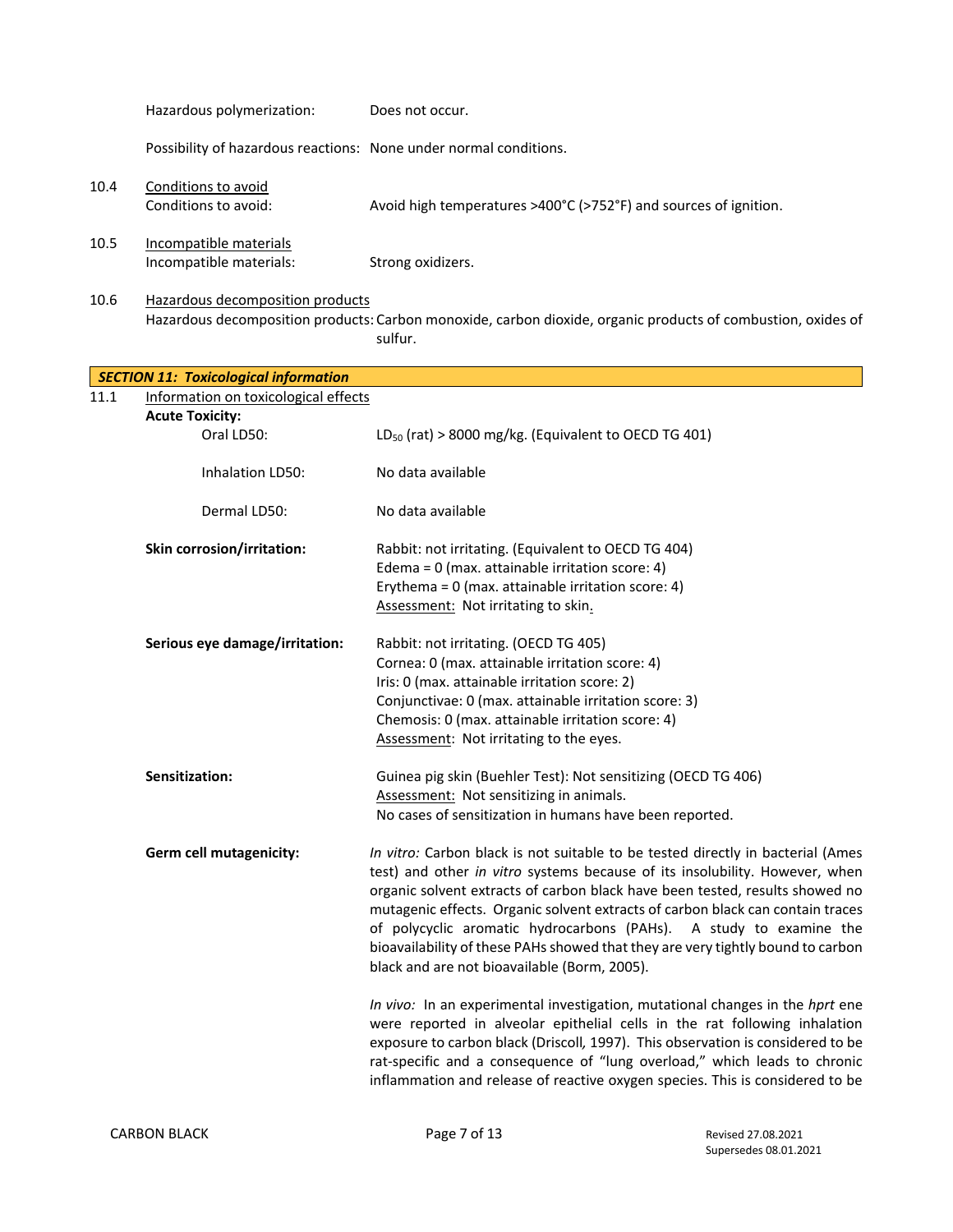Hazardous polymerization: Does not occur.

Possibility of hazardous reactions: None under normal conditions.

10.4 Conditions to avoid

Conditions to avoid: Avoid high temperatures >400°C (>752°F) and sources of ignition.

10.5 Incompatible materials

Incompatible materials: Strong oxidizers.

10.6 Hazardous decomposition products

Hazardous decomposition products: Carbon monoxide, carbon dioxide, organic products of combustion, oxides of sulfur.

## SECTION 11: Toxicological information

11.1 Information on toxicological effects

**Acute Toxicity:**

Oral LD50: $LD_{50}$ (rat) > 8000 mg/kg. (Equivalent to OECD TG 401)

Inhalation LD50: No data available

Dermal LD50: No data available

**Skin corrosion/irritation:** Rabbit: not irritating. (Equivalent to OECD TG 404)
Edema = 0 (max. attainable irritation score: 4)
Erythema = 0 (max. attainable irritation score: 4)
Assessment: Not irritating to skin.

**Serious eye damage/irritation:** Rabbit: not irritating. (OECD TG 405)
Cornea: 0 (max. attainable irritation score: 4)
Iris: 0 (max. attainable irritation score: 2)
Conjunctivae: 0 (max. attainable irritation score: 3)
Chemosis: 0 (max. attainable irritation score: 4)
Assessment: Not irritating to the eyes.

**Sensitization:** Guinea pig skin (Buehler Test): Not sensitizing (OECD TG 406)
Assessment: Not sensitizing in animals.
No cases of sensitization in humans have been reported.

**Germ cell mutagenicity:** *In vitro:* Carbon black is not suitable to be tested directly in bacterial (Ames test) and other *in vitro* systems because of its insolubility. However, when organic solvent extracts of carbon black have been tested, results showed no mutagenic effects. Organic solvent extracts of carbon black can contain traces of polycyclic aromatic hydrocarbons (PAHs). A study to examine the bioavailability of these PAHs showed that they are very tightly bound to carbon black and are not bioavailable (Borm, 2005).

*In vivo:* In an experimental investigation, mutational changes in the *hprt* ene were reported in alveolar epithelial cells in the rat following inhalation exposure to carbon black (Driscoll, 1997). This observation is considered to be rat-specific and a consequence of "lung overload," which leads to chronic inflammation and release of reactive oxygen species. This is considered to be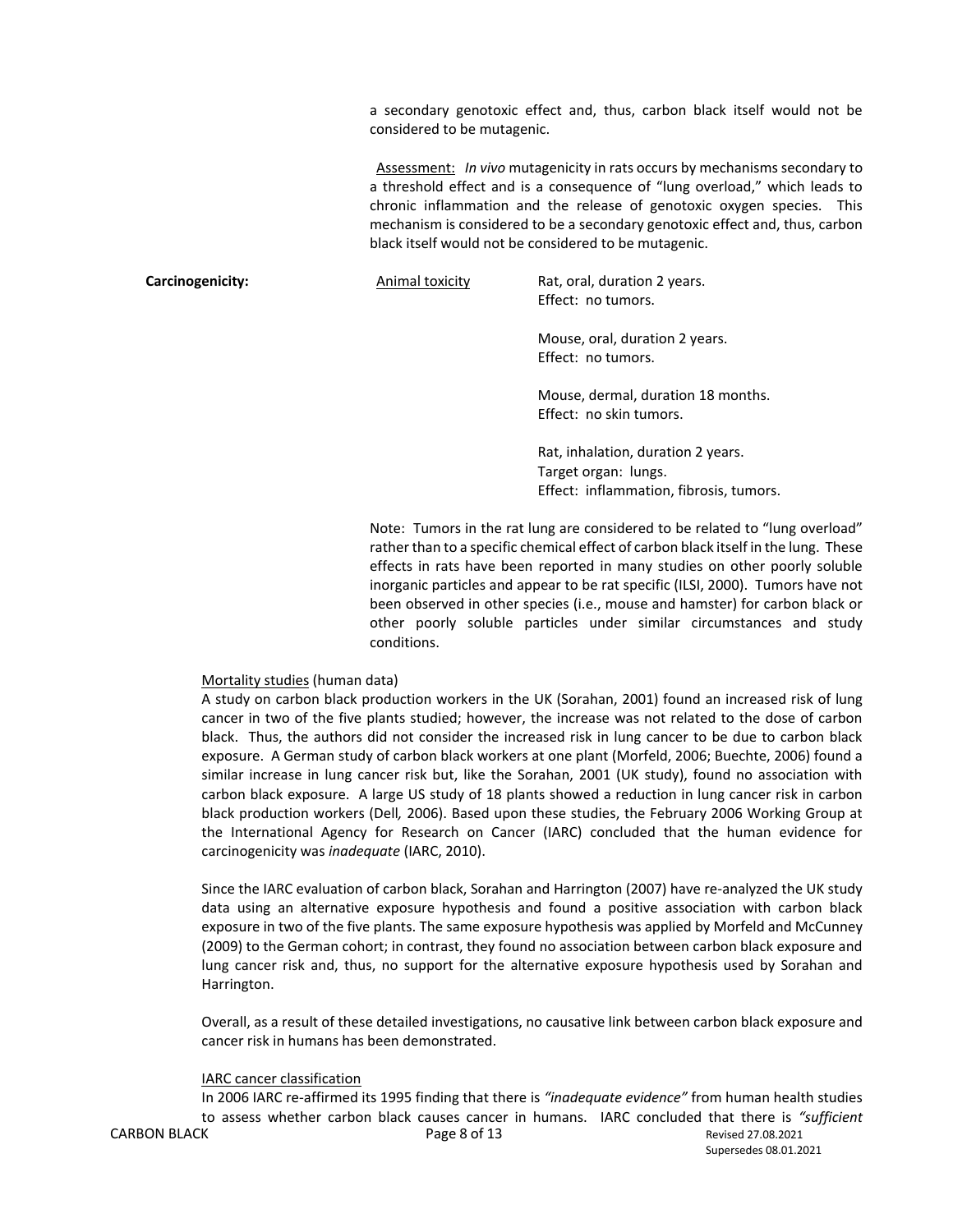a secondary genotoxic effect and, thus, carbon black itself would not be considered to be mutagenic.

Assessment: *In vivo* mutagenicity in rats occurs by mechanisms secondary to a threshold effect and is a consequence of "lung overload," which leads to chronic inflammation and the release of genotoxic oxygen species. This mechanism is considered to be a secondary genotoxic effect and, thus, carbon black itself would not be considered to be mutagenic.

**Carcinogenicity:**

Animal toxicity

Rat, oral, duration 2 years.
Effect: no tumors.

Mouse, oral, duration 2 years.
Effect: no tumors.

Mouse, dermal, duration 18 months.
Effect: no skin tumors.

Rat, inhalation, duration 2 years.
Target organ: lungs.
Effect: inflammation, fibrosis, tumors.

Note: Tumors in the rat lung are considered to be related to "lung overload" rather than to a specific chemical effect of carbon black itself in the lung. These effects in rats have been reported in many studies on other poorly soluble inorganic particles and appear to be rat specific (ILSI, 2000). Tumors have not been observed in other species (i.e., mouse and hamster) for carbon black or other poorly soluble particles under similar circumstances and study conditions.

Mortality studies (human data)

A study on carbon black production workers in the UK (Sorahan, 2001) found an increased risk of lung cancer in two of the five plants studied; however, the increase was not related to the dose of carbon black. Thus, the authors did not consider the increased risk in lung cancer to be due to carbon black exposure. A German study of carbon black workers at one plant (Morfeld, 2006; Buechte, 2006) found a similar increase in lung cancer risk but, like the Sorahan, 2001 (UK study), found no association with carbon black exposure. A large US study of 18 plants showed a reduction in lung cancer risk in carbon black production workers (Dell*,* 2006). Based upon these studies, the February 2006 Working Group at the International Agency for Research on Cancer (IARC) concluded that the human evidence for carcinogenicity was *inadequate* (IARC, 2010).

Since the IARC evaluation of carbon black, Sorahan and Harrington (2007) have re-analyzed the UK study data using an alternative exposure hypothesis and found a positive association with carbon black exposure in two of the five plants. The same exposure hypothesis was applied by Morfeld and McCunney (2009) to the German cohort; in contrast, they found no association between carbon black exposure and lung cancer risk and, thus, no support for the alternative exposure hypothesis used by Sorahan and Harrington.

Overall, as a result of these detailed investigations, no causative link between carbon black exposure and cancer risk in humans has been demonstrated.

IARC cancer classification

In 2006 IARC re-affirmed its 1995 finding that there is *"inadequate evidence"* from human health studies to assess whether carbon black causes cancer in humans. IARC concluded that there is *"sufficient*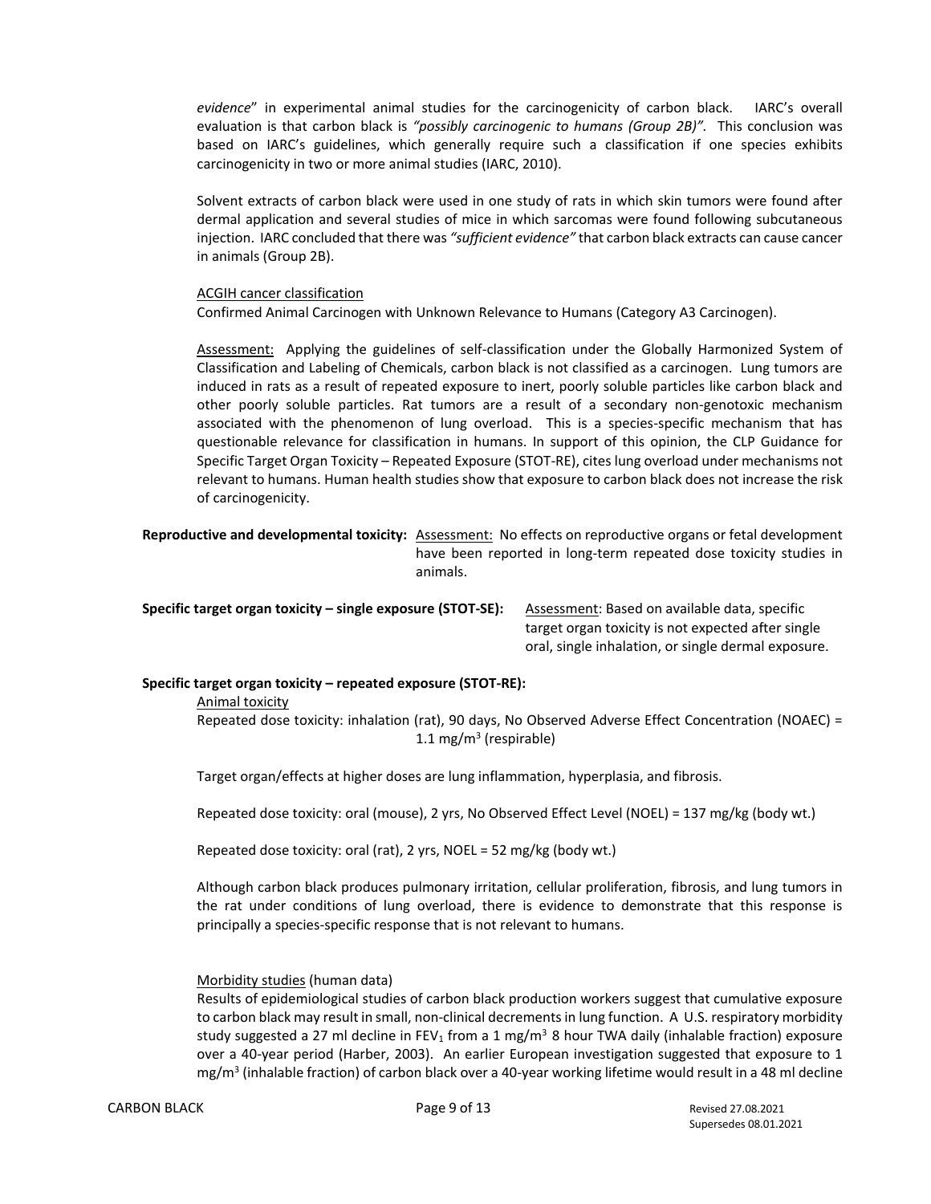*evidence*" in experimental animal studies for the carcinogenicity of carbon black. IARC's overall evaluation is that carbon black is *"possibly carcinogenic to humans (Group 2B)"*. This conclusion was based on IARC's guidelines, which generally require such a classification if one species exhibits carcinogenicity in two or more animal studies (IARC, 2010).

Solvent extracts of carbon black were used in one study of rats in which skin tumors were found after dermal application and several studies of mice in which sarcomas were found following subcutaneous injection. IARC concluded that there was *"sufficient evidence"* that carbon black extracts can cause cancer in animals (Group 2B).

ACGIH cancer classification
Confirmed Animal Carcinogen with Unknown Relevance to Humans (Category A3 Carcinogen).

Assessment: Applying the guidelines of self-classification under the Globally Harmonized System of Classification and Labeling of Chemicals, carbon black is not classified as a carcinogen. Lung tumors are induced in rats as a result of repeated exposure to inert, poorly soluble particles like carbon black and other poorly soluble particles. Rat tumors are a result of a secondary non-genotoxic mechanism associated with the phenomenon of lung overload. This is a species-specific mechanism that has questionable relevance for classification in humans. In support of this opinion, the CLP Guidance for Specific Target Organ Toxicity – Repeated Exposure (STOT-RE), cites lung overload under mechanisms not relevant to humans. Human health studies show that exposure to carbon black does not increase the risk of carcinogenicity.

**Reproductive and developmental toxicity:** Assessment: No effects on reproductive organs or fetal development have been reported in long-term repeated dose toxicity studies in animals.

**Specific target organ toxicity – single exposure (STOT-SE):** Assessment: Based on available data, specific target organ toxicity is not expected after single oral, single inhalation, or single dermal exposure.

**Specific target organ toxicity – repeated exposure (STOT-RE):**

Animal toxicity
Repeated dose toxicity: inhalation (rat), 90 days, No Observed Adverse Effect Concentration (NOAEC) = 1.1 mg/m$^3$ (respirable)

Target organ/effects at higher doses are lung inflammation, hyperplasia, and fibrosis.

Repeated dose toxicity: oral (mouse), 2 yrs, No Observed Effect Level (NOEL) = 137 mg/kg (body wt.)

Repeated dose toxicity: oral (rat), 2 yrs, NOEL = 52 mg/kg (body wt.)

Although carbon black produces pulmonary irritation, cellular proliferation, fibrosis, and lung tumors in the rat under conditions of lung overload, there is evidence to demonstrate that this response is principally a species-specific response that is not relevant to humans.

Morbidity studies (human data)
Results of epidemiological studies of carbon black production workers suggest that cumulative exposure to carbon black may result in small, non-clinical decrements in lung function. A U.S. respiratory morbidity study suggested a 27 ml decline in $FEV_1$ from a 1 mg/m$^3$ 8 hour TWA daily (inhalable fraction) exposure over a 40-year period (Harber, 2003). An earlier European investigation suggested that exposure to 1 mg/m$^3$ (inhalable fraction) of carbon black over a 40-year working lifetime would result in a 48 ml decline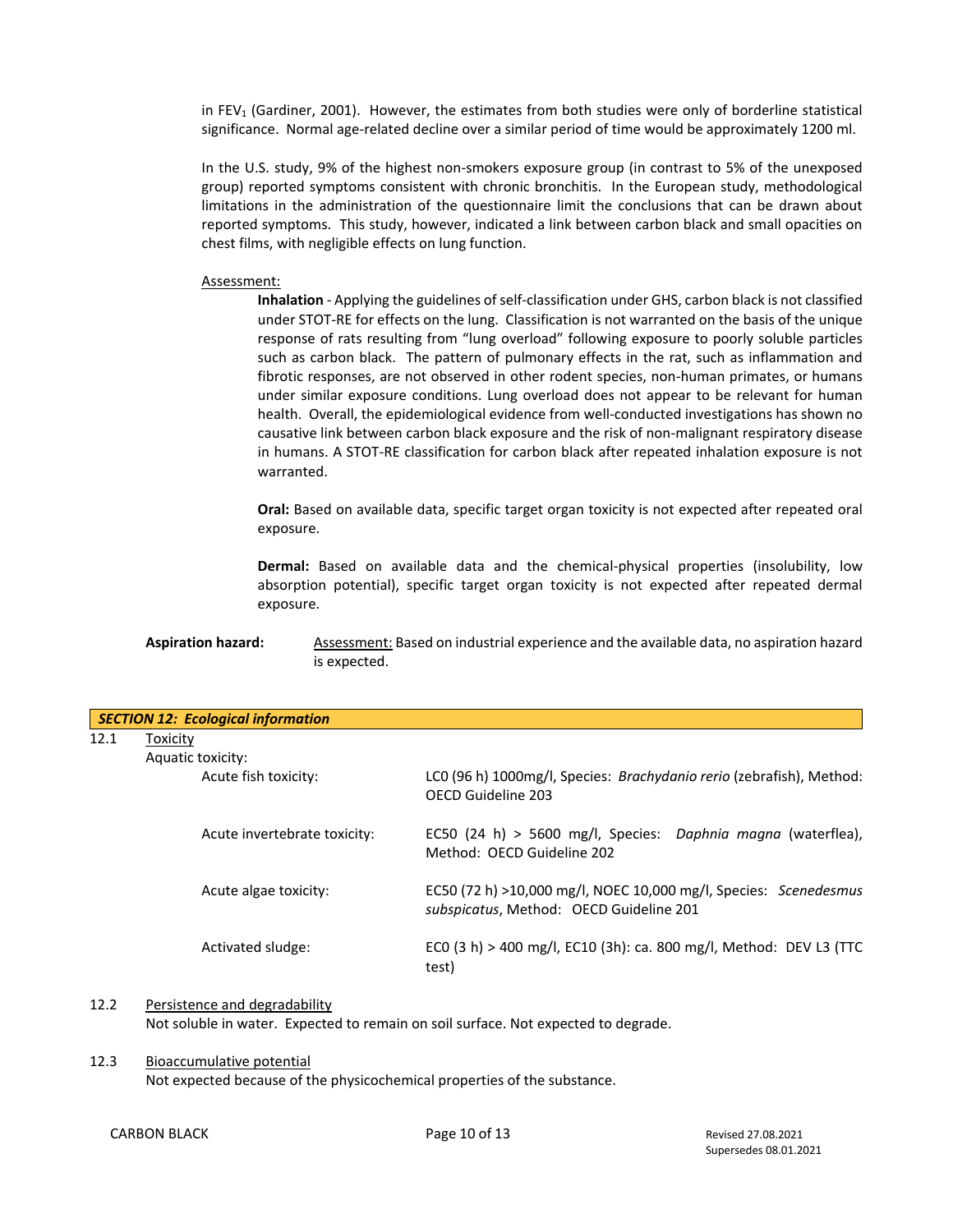in $FEV_1$ (Gardiner, 2001). However, the estimates from both studies were only of borderline statistical significance. Normal age-related decline over a similar period of time would be approximately 1200 ml.

In the U.S. study, 9% of the highest non-smokers exposure group (in contrast to 5% of the unexposed group) reported symptoms consistent with chronic bronchitis. In the European study, methodological limitations in the administration of the questionnaire limit the conclusions that can be drawn about reported symptoms. This study, however, indicated a link between carbon black and small opacities on chest films, with negligible effects on lung function.

Assessment:

**Inhalation** - Applying the guidelines of self-classification under GHS, carbon black is not classified under STOT-RE for effects on the lung. Classification is not warranted on the basis of the unique response of rats resulting from "lung overload" following exposure to poorly soluble particles such as carbon black. The pattern of pulmonary effects in the rat, such as inflammation and fibrotic responses, are not observed in other rodent species, non-human primates, or humans under similar exposure conditions. Lung overload does not appear to be relevant for human health. Overall, the epidemiological evidence from well-conducted investigations has shown no causative link between carbon black exposure and the risk of non-malignant respiratory disease in humans. A STOT-RE classification for carbon black after repeated inhalation exposure is not warranted.

**Oral:** Based on available data, specific target organ toxicity is not expected after repeated oral exposure.

**Dermal:** Based on available data and the chemical-physical properties (insolubility, low absorption potential), specific target organ toxicity is not expected after repeated dermal exposure.

**Aspiration hazard:** Assessment: Based on industrial experience and the available data, no aspiration hazard is expected.

## *SECTION 12: Ecological information*

12.1 Toxicity

Aquatic toxicity:

| | |
|---|---|
| Acute fish toxicity: | LC0 (96 h) 1000mg/l, Species: *Brachydanio rerio* (zebrafish), Method: OECD Guideline 203 |
| Acute invertebrate toxicity: | EC50 (24 h) > 5600 mg/l, Species: *Daphnia magna* (waterflea), Method: OECD Guideline 202 |
| Acute algae toxicity: | EC50 (72 h) >10,000 mg/l, NOEC 10,000 mg/l, Species: *Scenedesmus subspicatus*, Method: OECD Guideline 201 |
| Activated sludge: | EC0 (3 h) > 400 mg/l, EC10 (3h): ca. 800 mg/l, Method: DEV L3 (TTC test) |

12.2 Persistence and degradability

Not soluble in water. Expected to remain on soil surface. Not expected to degrade.

12.3 Bioaccumulative potential

Not expected because of the physicochemical properties of the substance.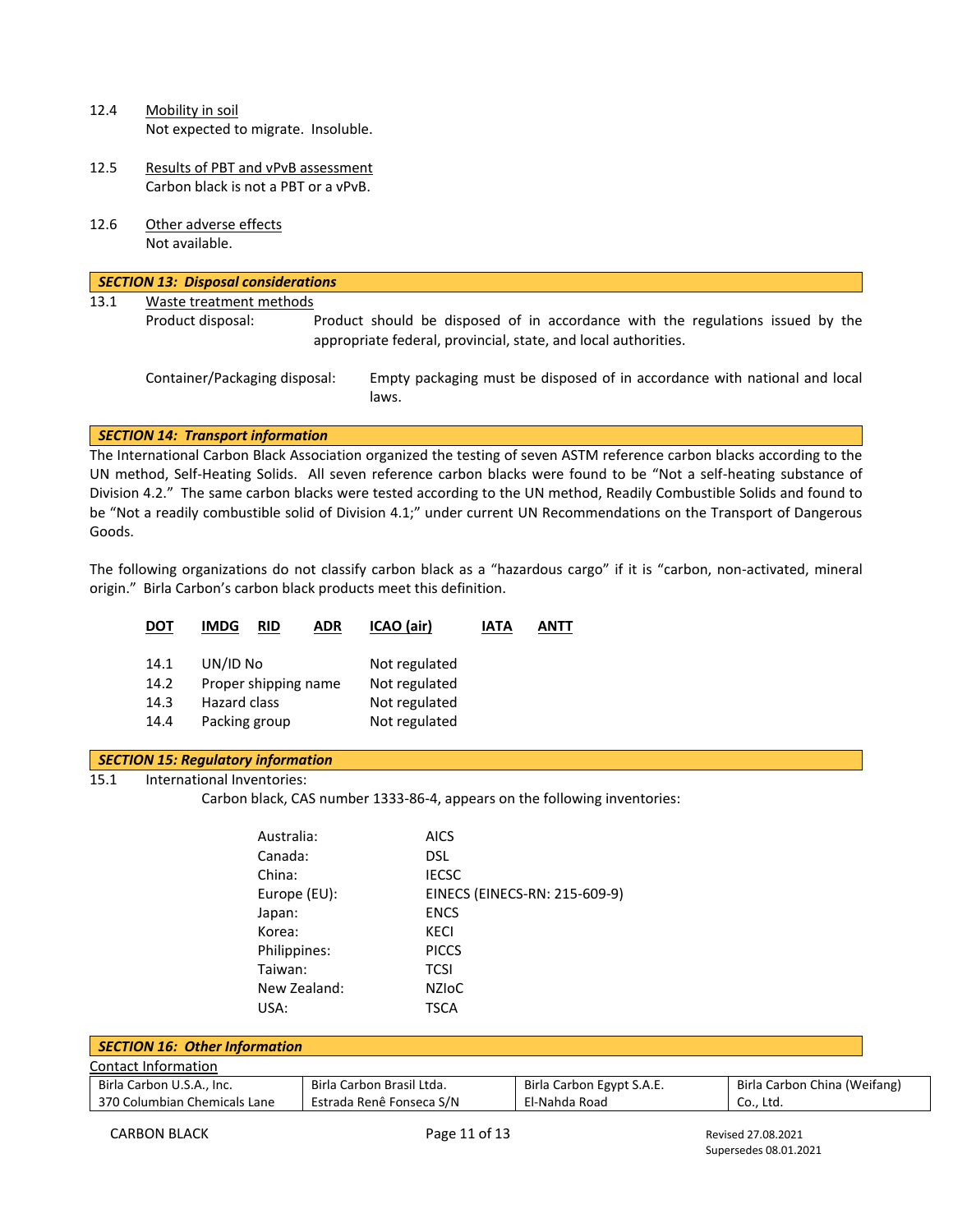12.4 Mobility in soil
Not expected to migrate. Insoluble.

12.5 Results of PBT and vPvB assessment
Carbon black is not a PBT or a vPvB.

12.6 Other adverse effects
Not available.

## *SECTION 13: Disposal considerations*

13.1 Waste treatment methods

Product disposal: Product should be disposed of in accordance with the regulations issued by the appropriate federal, provincial, state, and local authorities.

Container/Packaging disposal: Empty packaging must be disposed of in accordance with national and local laws.

## *SECTION 14: Transport information*

The International Carbon Black Association organized the testing of seven ASTM reference carbon blacks according to the UN method, Self-Heating Solids. All seven reference carbon blacks were found to be “Not a self-heating substance of Division 4.2.” The same carbon blacks were tested according to the UN method, Readily Combustible Solids and found to be “Not a readily combustible solid of Division 4.1;” under current UN Recommendations on the Transport of Dangerous Goods.

The following organizations do not classify carbon black as a “hazardous cargo” if it is “carbon, non-activated, mineral origin.” Birla Carbon’s carbon black products meet this definition.

DOT IMDG RID ADR ICAO (air) IATA ANTT

| | | |
|---|---|---|
| 14.1 | UN/ID No | Not regulated |
| 14.2 | Proper shipping name | Not regulated |
| 14.3 | Hazard class | Not regulated |
| 14.4 | Packing group | Not regulated |

## *SECTION 15: Regulatory information*

15.1 International Inventories:

Carbon black, CAS number 1333-86-4, appears on the following inventories:

| | |
|---|---|
| Australia: | AICS |
| Canada: | DSL |
| China: | IECSC |
| Europe (EU): | EINECS (EINECS-RN: 215-609-9) |
| Japan: | ENCS |
| Korea: | KECI |
| Philippines: | PICCS |
| Taiwan: | TCSI |
| New Zealand: | NZIoC |
| USA: | TSCA |

## *SECTION 16: Other Information*

Contact Information

| Birla Carbon U.S.A., Inc. | Birla Carbon Brasil Ltda. | Birla Carbon Egypt S.A.E. | Birla Carbon China (Weifang) |
|---|---|---|---|
| 370 Columbian Chemicals Lane | Estrada Renê Fonseca S/N | El-Nahda Road | Co., Ltd. |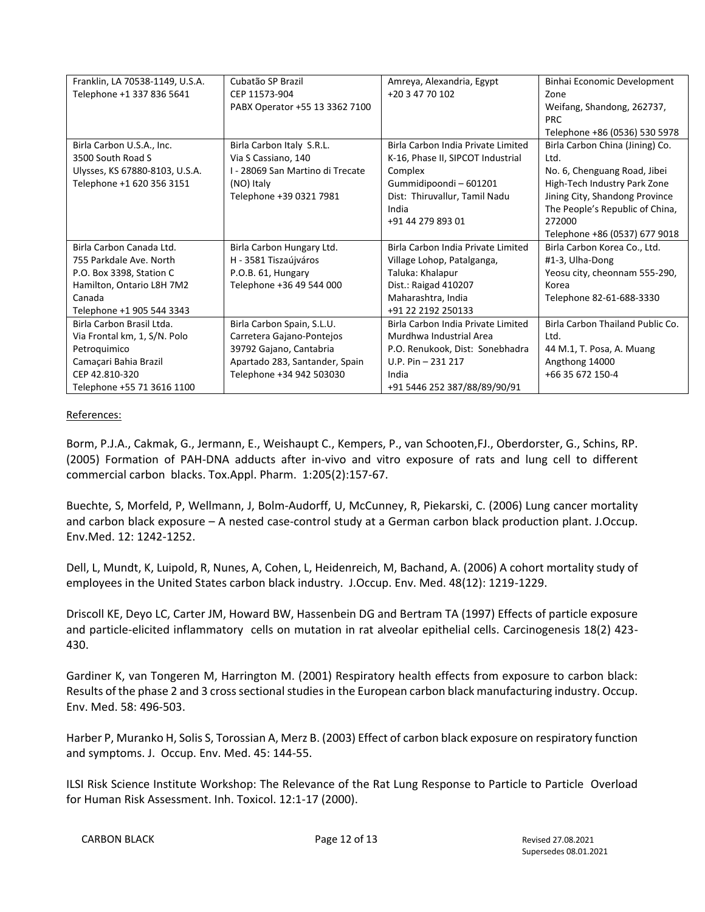| | | | |
|---|---|---|---|
| Franklin, LA 70538-1149, U.S.A.<br>Telephone +1 337 836 5641 | Cubatão SP Brazil<br>CEP 11573-904<br>PABX Operator +55 13 3362 7100 | Amreya, Alexandria, Egypt<br>+20 3 47 70 102 | Binhai Economic Development Zone<br>Weifang, Shandong, 262737, PRC<br>Telephone +86 (0536) 530 5978 |
| Birla Carbon U.S.A., Inc.<br>3500 South Road S<br>Ulysses, KS 67880-8103, U.S.A.<br>Telephone +1 620 356 3151 | Birla Carbon Italy S.R.L.<br>Via S Cassiano, 140<br>I - 28069 San Martino di Trecate (NO) Italy<br>Telephone +39 0321 7981 | Birla Carbon India Private Limited<br>K-16, Phase II, SIPCOT Industrial Complex<br>Gummidipoondi – 601201<br>Dist: Thiruvallur, Tamil Nadu<br>India<br>+91 44 279 893 01 | Birla Carbon China (Jining) Co. Ltd.<br>No. 6, Chenguang Road, Jibei High-Tech Industry Park Zone<br>Jining City, Shandong Province<br>The People's Republic of China, 272000<br>Telephone +86 (0537) 677 9018 |
| Birla Carbon Canada Ltd.<br>755 Parkdale Ave. North<br>P.O. Box 3398, Station C<br>Hamilton, Ontario L8H 7M2<br>Canada<br>Telephone +1 905 544 3343 | Birla Carbon Hungary Ltd.<br>H - 3581 Tiszaújváros<br>P.O.B. 61, Hungary<br>Telephone +36 49 544 000 | Birla Carbon India Private Limited<br>Village Lohop, Patalganga,<br>Taluka: Khalapur<br>Dist.: Raigad 410207<br>Maharashtra, India<br>+91 22 2192 250133 | Birla Carbon Korea Co., Ltd.<br>#1-3, Ulha-Dong<br>Yeosu city, cheonnam 555-290, Korea<br>Telephone 82-61-688-3330 |
| Birla Carbon Brasil Ltda.<br>Via Frontal km, 1, S/N. Polo Petroquimico<br>Camaçari Bahia Brazil<br>CEP 42.810-320<br>Telephone +55 71 3616 1100 | Birla Carbon Spain, S.L.U.<br>Carretera Gajano-Pontejos<br>39792 Gajano, Cantabria<br>Apartado 283, Santander, Spain<br>Telephone +34 942 503030 | Birla Carbon India Private Limited<br>Murdhwa Industrial Area<br>P.O. Renukook, Dist: Sonebhadra<br>U.P. Pin – 231 217<br>India<br>+91 5446 252 387/88/89/90/91 | Birla Carbon Thailand Public Co. Ltd.<br>44 M.1, T. Posa, A. Muang<br>Angthong 14000<br>+66 35 672 150-4 |

References:

Borm, P.J.A., Cakmak, G., Jermann, E., Weishaupt C., Kempers, P., van Schooten,FJ., Oberdorster, G., Schins, RP. (2005) Formation of PAH-DNA adducts after in-vivo and vitro exposure of rats and lung cell to different commercial carbon blacks. Tox.Appl. Pharm. 1:205(2):157-67.

Buechte, S, Morfeld, P, Wellmann, J, Bolm-Audorff, U, McCunney, R, Piekarski, C. (2006) Lung cancer mortality and carbon black exposure – A nested case-control study at a German carbon black production plant. J.Occup. Env.Med. 12: 1242-1252.

Dell, L, Mundt, K, Luipold, R, Nunes, A, Cohen, L, Heidenreich, M, Bachand, A. (2006) A cohort mortality study of employees in the United States carbon black industry. J.Occup. Env. Med. 48(12): 1219-1229.

Driscoll KE, Deyo LC, Carter JM, Howard BW, Hassenbein DG and Bertram TA (1997) Effects of particle exposure and particle-elicited inflammatory cells on mutation in rat alveolar epithelial cells. Carcinogenesis 18(2) 423-430.

Gardiner K, van Tongeren M, Harrington M. (2001) Respiratory health effects from exposure to carbon black: Results of the phase 2 and 3 cross sectional studies in the European carbon black manufacturing industry. Occup. Env. Med. 58: 496-503.

Harber P, Muranko H, Solis S, Torossian A, Merz B. (2003) Effect of carbon black exposure on respiratory function and symptoms. J. Occup. Env. Med. 45: 144-55.

ILSI Risk Science Institute Workshop: The Relevance of the Rat Lung Response to Particle to Particle Overload for Human Risk Assessment. Inh. Toxicol. 12:1-17 (2000).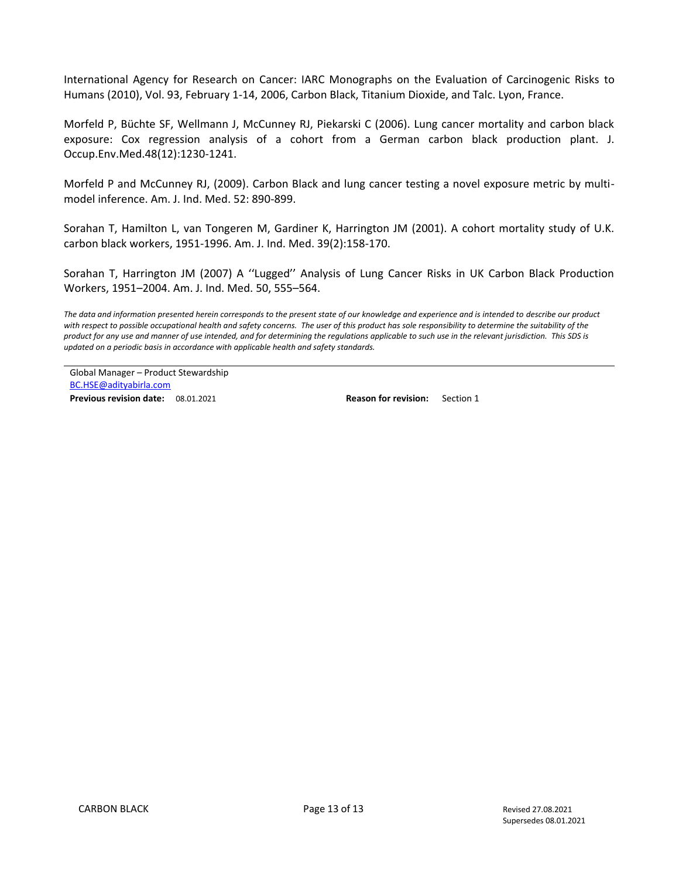International Agency for Research on Cancer: IARC Monographs on the Evaluation of Carcinogenic Risks to Humans (2010), Vol. 93, February 1-14, 2006, Carbon Black, Titanium Dioxide, and Talc. Lyon, France.

Morfeld P, Büchte SF, Wellmann J, McCunney RJ, Piekarski C (2006). Lung cancer mortality and carbon black exposure: Cox regression analysis of a cohort from a German carbon black production plant. J. Occup.Env.Med.48(12):1230-1241.

Morfeld P and McCunney RJ, (2009). Carbon Black and lung cancer testing a novel exposure metric by multi-model inference. Am. J. Ind. Med. 52: 890-899.

Sorahan T, Hamilton L, van Tongeren M, Gardiner K, Harrington JM (2001). A cohort mortality study of U.K. carbon black workers, 1951-1996. Am. J. Ind. Med. 39(2):158-170.

Sorahan T, Harrington JM (2007) A ''Lugged'' Analysis of Lung Cancer Risks in UK Carbon Black Production Workers, 1951–2004. Am. J. Ind. Med. 50, 555–564.

*The data and information presented herein corresponds to the present state of our knowledge and experience and is intended to describe our product with respect to possible occupational health and safety concerns. The user of this product has sole responsibility to determine the suitability of the product for any use and manner of use intended, and for determining the regulations applicable to such use in the relevant jurisdiction. This SDS is updated on a periodic basis in accordance with applicable health and safety standards.*

---

Global Manager – Product Stewardship
BC.HSE@adityabirla.com

**Previous revision date:** 08.01.2021 **Reason for revision:** Section 1